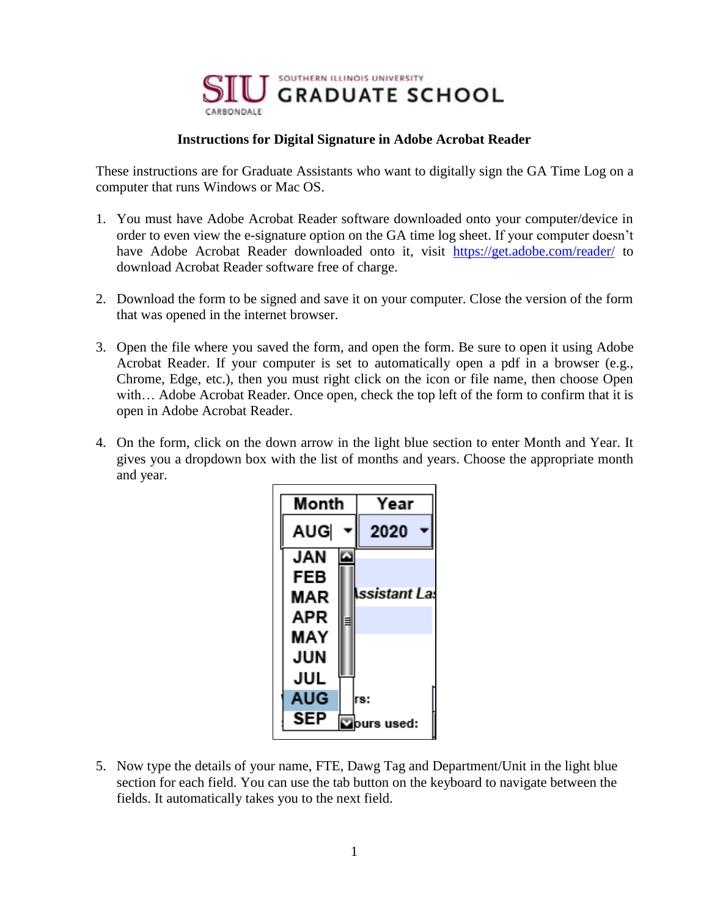SIU SOUTHERN ILLINOIS UNIVERSITY GRADUATE SCHOOL CARBONDALE

## Instructions for Digital Signature in Adobe Acrobat Reader

These instructions are for Graduate Assistants who want to digitally sign the GA Time Log on a computer that runs Windows or Mac OS.

1. You must have Adobe Acrobat Reader software downloaded onto your computer/device in order to even view the e-signature option on the GA time log sheet. If your computer doesn't have Adobe Acrobat Reader downloaded onto it, visit [https://get.adobe.com/reader/](https://get.adobe.com/reader/) to download Acrobat Reader software free of charge.

2. Download the form to be signed and save it on your computer. Close the version of the form that was opened in the internet browser.

3. Open the file where you saved the form, and open the form. Be sure to open it using Adobe Acrobat Reader. If your computer is set to automatically open a pdf in a browser (e.g., Chrome, Edge, etc.), then you must right click on the icon or file name, then choose Open with… Adobe Acrobat Reader. Once open, check the top left of the form to confirm that it is open in Adobe Acrobat Reader.

4. On the form, click on the down arrow in the light blue section to enter Month and Year. It gives you a dropdown box with the list of months and years. Choose the appropriate month and year.

5. Now type the details of your name, FTE, Dawg Tag and Department/Unit in the light blue section for each field. You can use the tab button on the keyboard to navigate between the fields. It automatically takes you to the next field.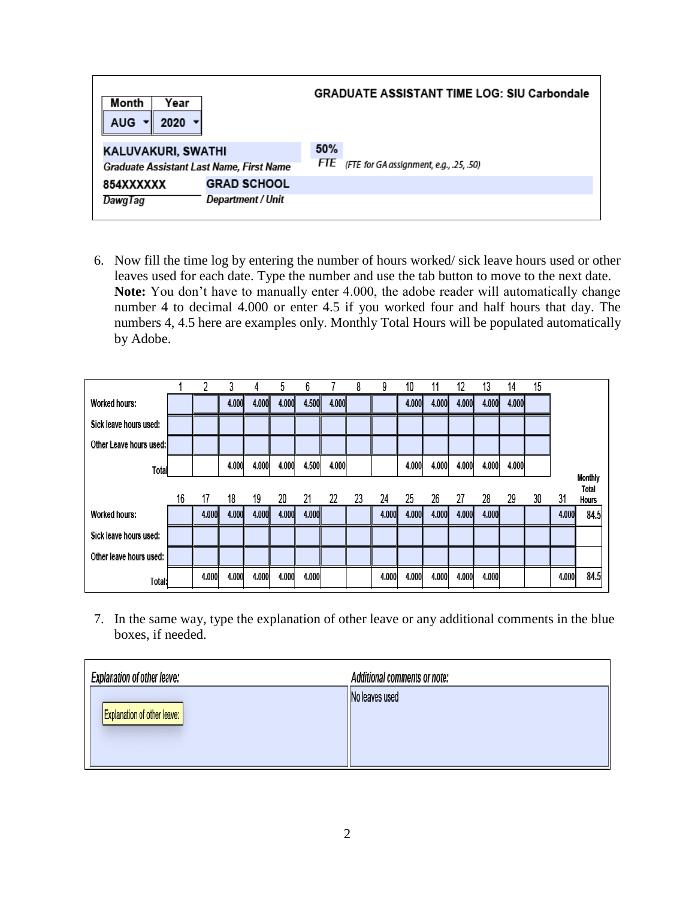| Month | Year |  |
|---|---|---|
| AUG | 2020 | **GRADUATE ASSISTANT TIME LOG: SIU Carbondale** |

**KALUVAKURI, SWATHI**
*Graduate Assistant Last Name, First Name*

**50%**
*FTE* *(FTE for GA assignment, e.g., .25, .50)*

**854XXXXXX**
*DawgTag*

**GRAD SCHOOL**
*Department / Unit*

6. Now fill the time log by entering the number of hours worked/ sick leave hours used or other leaves used for each date. Type the number and use the tab button to move to the next date. **Note:** You don't have to manually enter 4.000, the adobe reader will automatically change number 4 to decimal 4.000 or enter 4.5 if you worked four and half hours that day. The numbers 4, 4.5 here are examples only. Monthly Total Hours will be populated automatically by Adobe.

|  | 1 | 2 | 3 | 4 | 5 | 6 | 7 | 8 | 9 | 10 | 11 | 12 | 13 | 14 | 15 |  |
|---|---|---|---|---|---|---|---|---|---|---|---|---|---|---|---|---|
| Worked hours: |  |  | 4.000 | 4.000 | 4.000 | 4.500 | 4.000 |  |  | 4.000 | 4.000 | 4.000 | 4.000 | 4.000 |  |  |
| Sick leave hours used: |  |  |  |  |  |  |  |  |  |  |  |  |  |  |  |  |
| Other Leave hours used: |  |  |  |  |  |  |  |  |  |  |  |  |  |  |  |  |
| Total |  |  | 4.000 | 4.000 | 4.000 | 4.500 | 4.000 |  |  | 4.000 | 4.000 | 4.000 | 4.000 | 4.000 |  |  |
|  | 16 | 17 | 18 | 19 | 20 | 21 | 22 | 23 | 24 | 25 | 26 | 27 | 28 | 29 | 30 | 31 | Monthly Total Hours |
| Worked hours: |  | 4.000 | 4.000 | 4.000 | 4.000 | 4.000 |  |  | 4.000 | 4.000 | 4.000 | 4.000 | 4.000 |  |  | 4.000 | 84.5 |
| Sick leave hours used: |  |  |  |  |  |  |  |  |  |  |  |  |  |  |  |  |  |
| Other leave hours used: |  |  |  |  |  |  |  |  |  |  |  |  |  |  |  |  |  |
| Total: |  | 4.000 | 4.000 | 4.000 | 4.000 | 4.000 |  |  | 4.000 | 4.000 | 4.000 | 4.000 | 4.000 |  |  | 4.000 | 84.5 |

7. In the same way, type the explanation of other leave or any additional comments in the blue boxes, if needed.

| *Explanation of other leave:* | *Additional comments or note:* |
|---|---|
| Explanation of other leave: | No leaves used |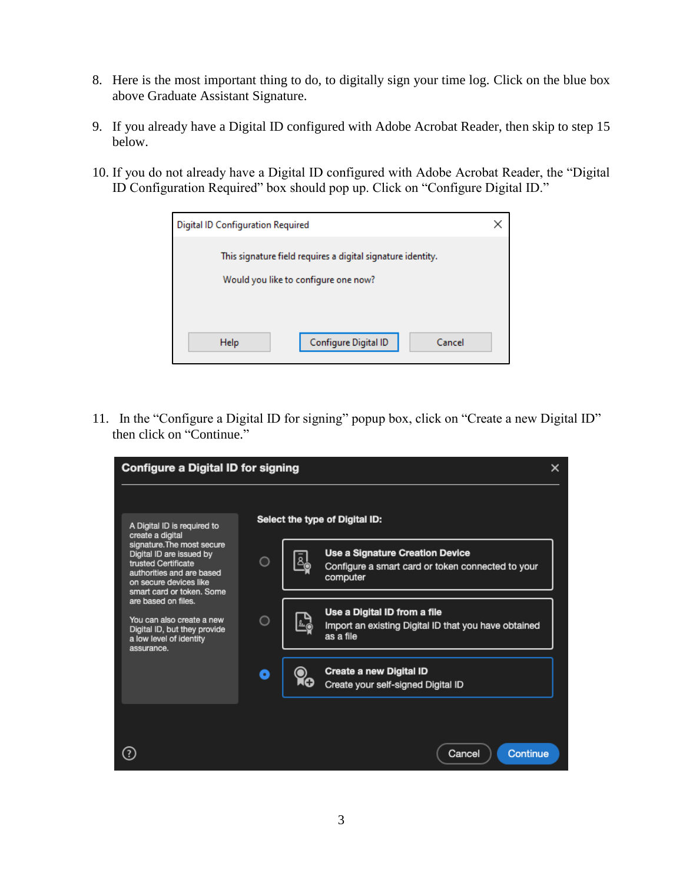8. Here is the most important thing to do, to digitally sign your time log. Click on the blue box above Graduate Assistant Signature.

9. If you already have a Digital ID configured with Adobe Acrobat Reader, then skip to step 15 below.

10. If you do not already have a Digital ID configured with Adobe Acrobat Reader, the "Digital ID Configuration Required" box should pop up. Click on "Configure Digital ID."

11. In the "Configure a Digital ID for signing" popup box, click on "Create a new Digital ID" then click on "Continue."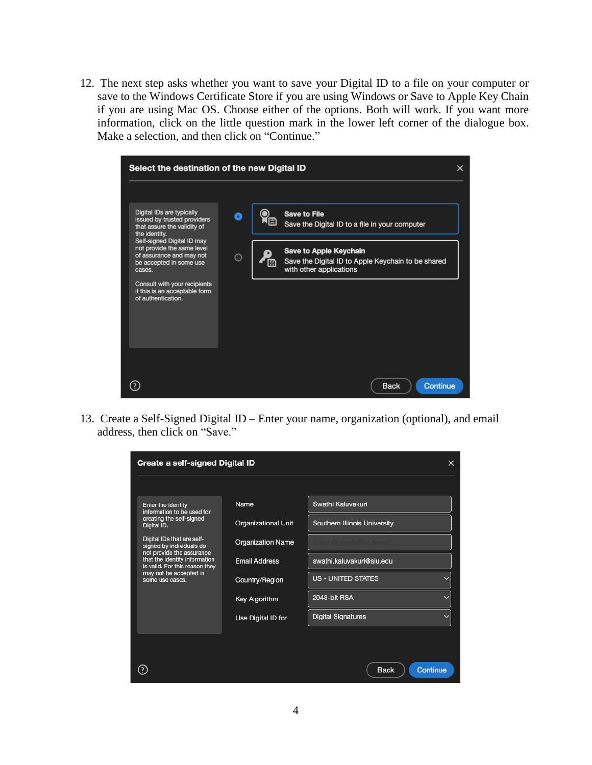12. The next step asks whether you want to save your Digital ID to a file on your computer or save to the Windows Certificate Store if you are using Windows or Save to Apple Key Chain if you are using Mac OS. Choose either of the options. Both will work. If you want more information, click on the little question mark in the lower left corner of the dialogue box. Make a selection, and then click on "Continue."

13. Create a Self-Signed Digital ID – Enter your name, organization (optional), and email address, then click on "Save."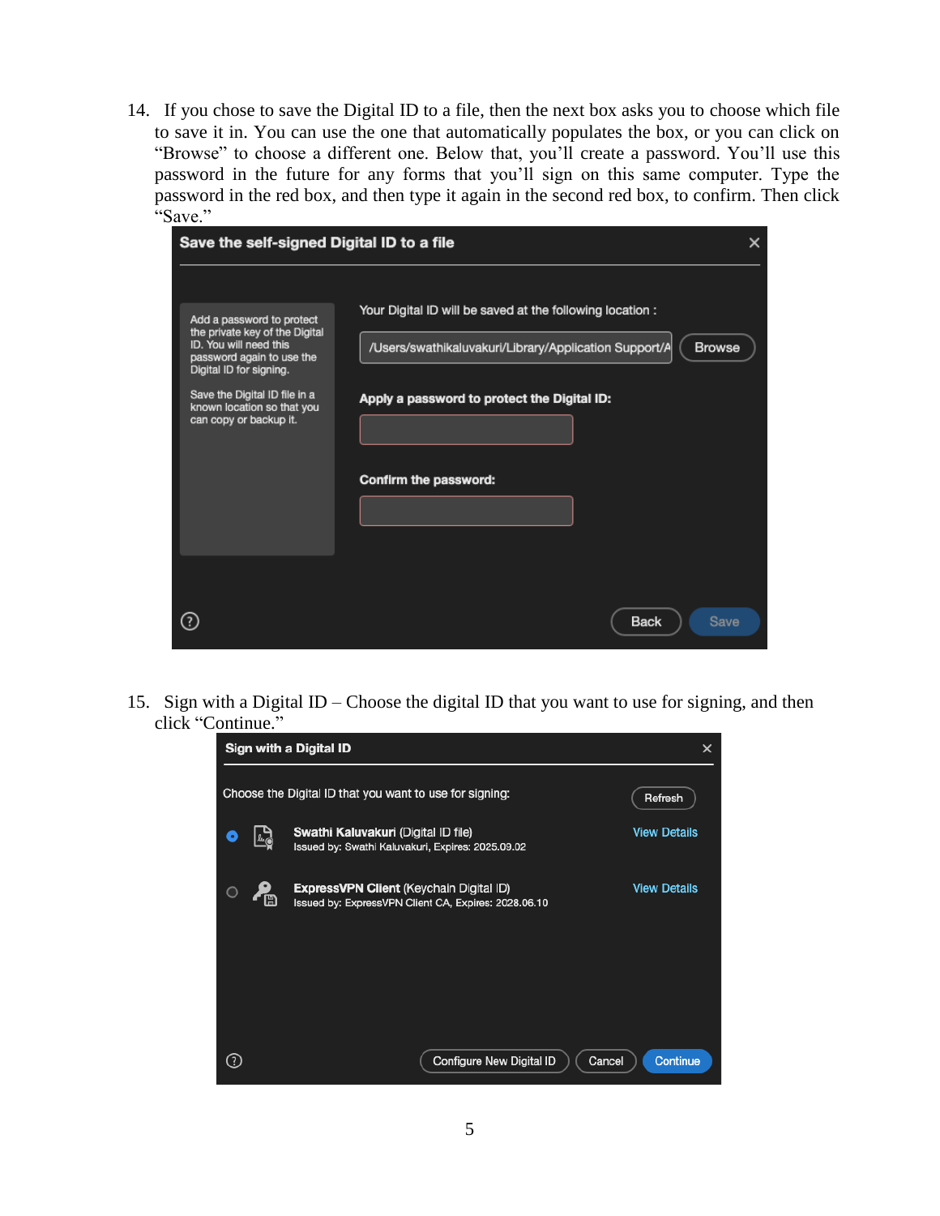14. If you chose to save the Digital ID to a file, then the next box asks you to choose which file to save it in. You can use the one that automatically populates the box, or you can click on "Browse" to choose a different one. Below that, you'll create a password. You'll use this password in the future for any forms that you'll sign on this same computer. Type the password in the red box, and then type it again in the second red box, to confirm. Then click "Save."

15. Sign with a Digital ID – Choose the digital ID that you want to use for signing, and then click "Continue."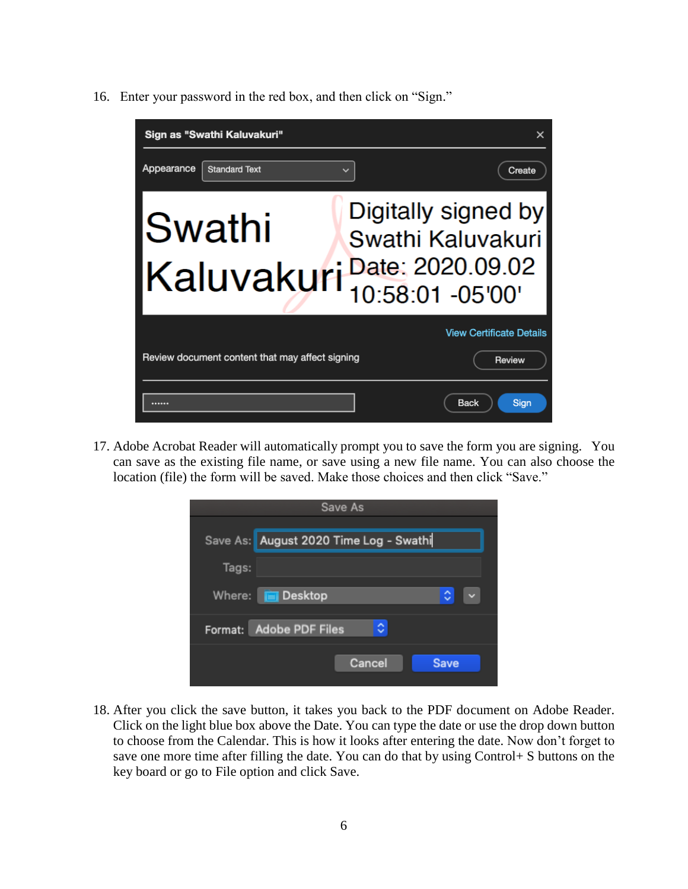16. Enter your password in the red box, and then click on "Sign."

17. Adobe Acrobat Reader will automatically prompt you to save the form you are signing. You can save as the existing file name, or save using a new file name. You can also choose the location (file) the form will be saved. Make those choices and then click "Save."

18. After you click the save button, it takes you back to the PDF document on Adobe Reader. Click on the light blue box above the Date. You can type the date or use the drop down button to choose from the Calendar. This is how it looks after entering the date. Now don't forget to save one more time after filling the date. You can do that by using Control+ S buttons on the key board or go to File option and click Save.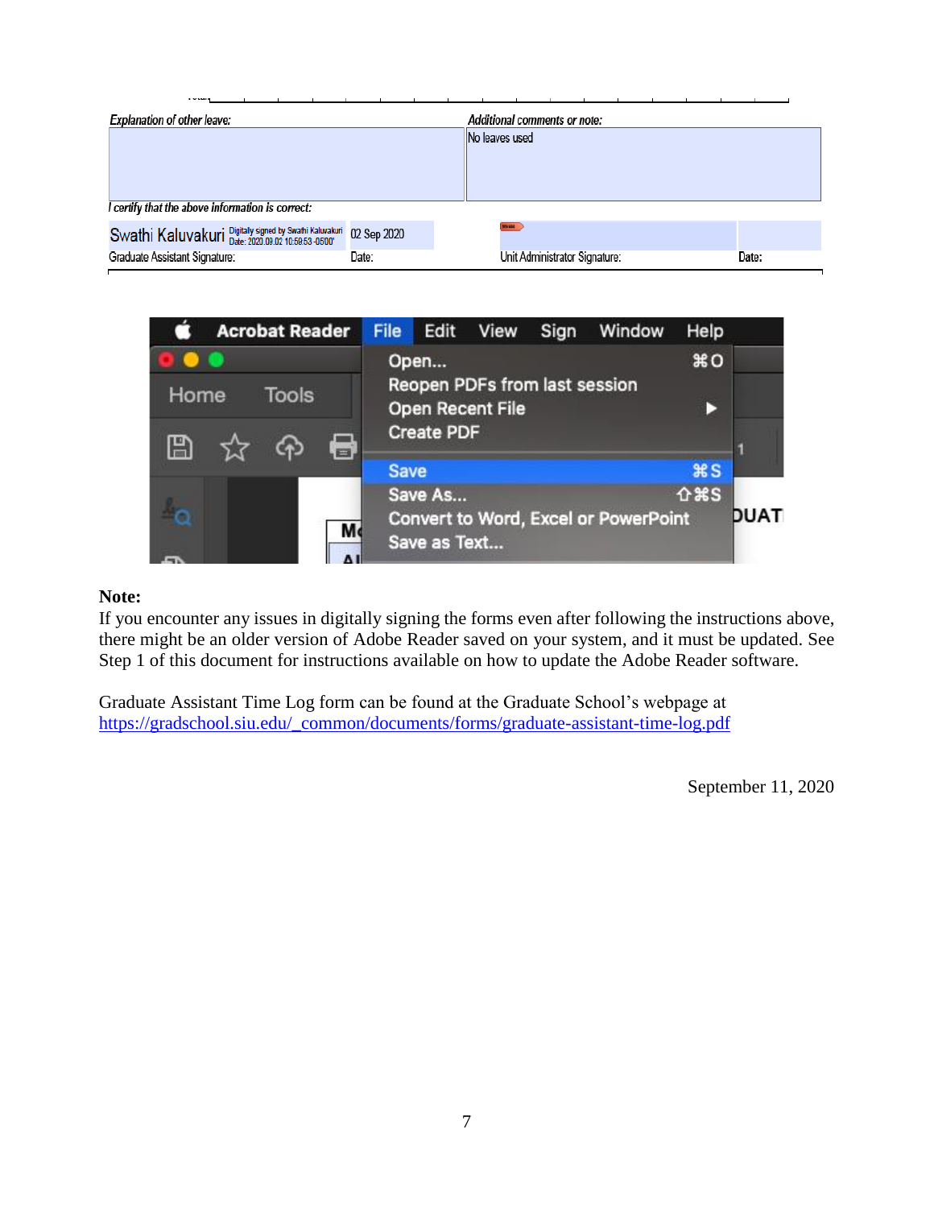**Note:**
If you encounter any issues in digitally signing the forms even after following the instructions above, there might be an older version of Adobe Reader saved on your system, and it must be updated. See Step 1 of this document for instructions available on how to update the Adobe Reader software.

Graduate Assistant Time Log form can be found at the Graduate School's webpage at https://gradschool.siu.edu/_common/documents/forms/graduate-assistant-time-log.pdf

September 11, 2020